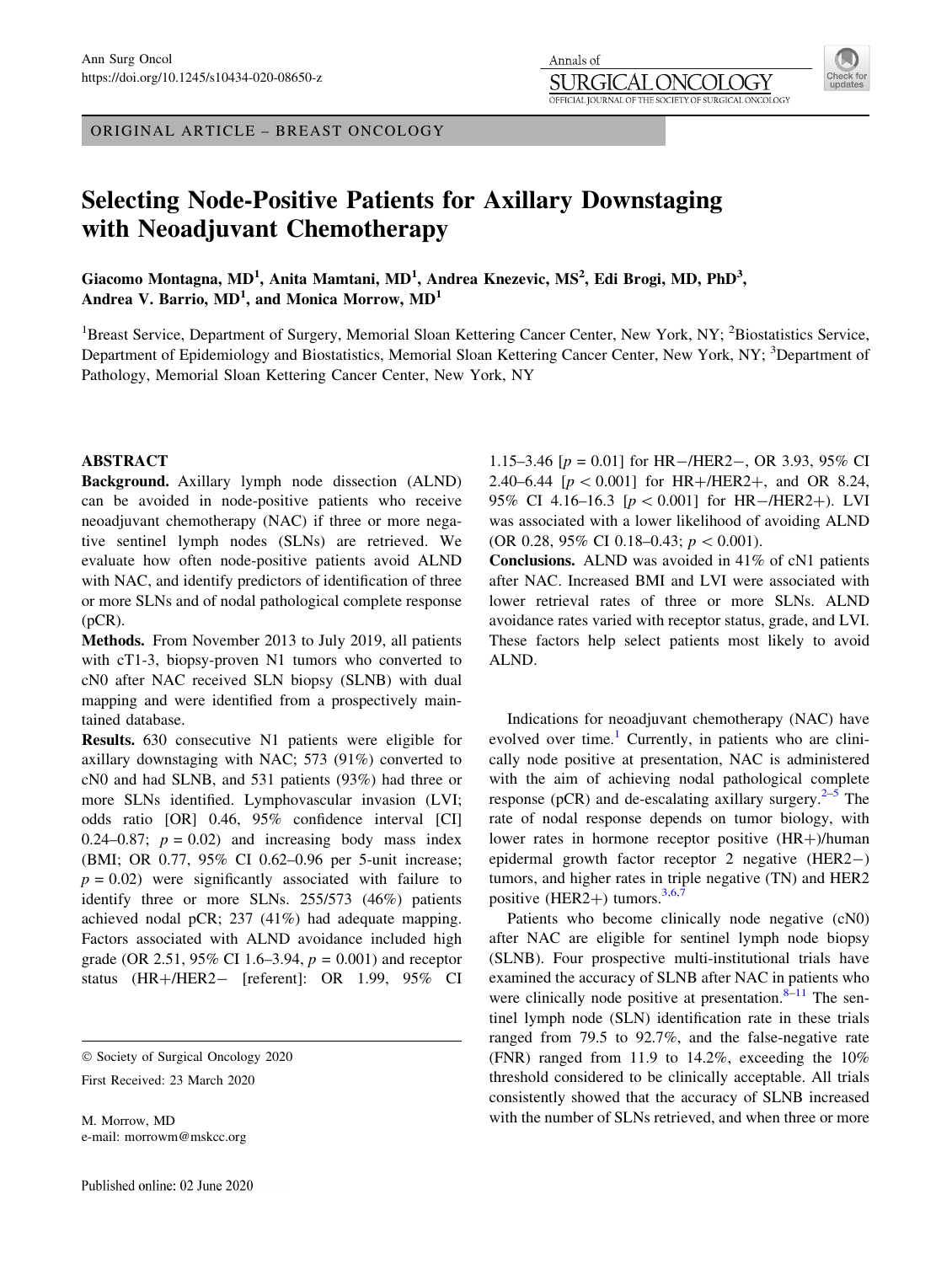ORIGINAL ARTICLE – BREAST ONCOLOGY

# Selecting Node-Positive Patients for Axillary Downstaging with Neoadjuvant Chemotherapy

**Giacomo Montagna, MD[1], Anita Mamtani, MD[1], Andrea Knezevic, MS[2], Edi Brogi, MD, PhD[3], Andrea V. Barrio, MD[1], and Monica Morrow, MD[1]**

[1]Breast Service, Department of Surgery, Memorial Sloan Kettering Cancer Center, New York, NY; [2]Biostatistics Service, Department of Epidemiology and Biostatistics, Memorial Sloan Kettering Cancer Center, New York, NY; [3]Department of Pathology, Memorial Sloan Kettering Cancer Center, New York, NY

## ABSTRACT

**Background.** Axillary lymph node dissection (ALND) can be avoided in node-positive patients who receive neoadjuvant chemotherapy (NAC) if three or more negative sentinel lymph nodes (SLNs) are retrieved. We evaluate how often node-positive patients avoid ALND with NAC, and identify predictors of identification of three or more SLNs and of nodal pathological complete response (pCR).

**Methods.** From November 2013 to July 2019, all patients with cT1-3, biopsy-proven N1 tumors who converted to cN0 after NAC received SLN biopsy (SLNB) with dual mapping and were identified from a prospectively maintained database.

**Results.** 630 consecutive N1 patients were eligible for axillary downstaging with NAC; 573 (91%) converted to cN0 and had SLNB, and 531 patients (93%) had three or more SLNs identified. Lymphovascular invasion (LVI; odds ratio [OR] 0.46, 95% confidence interval [CI] 0.24–0.87; $p = 0.02$) and increasing body mass index (BMI; OR 0.77, 95% CI 0.62–0.96 per 5-unit increase; $p = 0.02$) were significantly associated with failure to identify three or more SLNs. 255/573 (46%) patients achieved nodal pCR; 237 (41%) had adequate mapping. Factors associated with ALND avoidance included high grade (OR 2.51, 95% CI 1.6–3.94, $p = 0.001$) and receptor status (HR+/HER2− [referent]: OR 1.99, 95% CI 1.15–3.46 [$p = 0.01$] for HR−/HER2−, OR 3.93, 95% CI 2.40–6.44 [$p < 0.001$] for HR+/HER2+, and OR 8.24, 95% CI 4.16–16.3 [$p < 0.001$] for HR−/HER2+). LVI was associated with a lower likelihood of avoiding ALND (OR 0.28, 95% CI 0.18–0.43; $p < 0.001$).

**Conclusions.** ALND was avoided in 41% of cN1 patients after NAC. Increased BMI and LVI were associated with lower retrieval rates of three or more SLNs. ALND avoidance rates varied with receptor status, grade, and LVI. These factors help select patients most likely to avoid ALND.

© Society of Surgical Oncology 2020

First Received: 23 March 2020

M. Morrow, MD
e-mail: morrowm@mskcc.org

Published online: 02 June 2020

Indications for neoadjuvant chemotherapy (NAC) have evolved over time.[1] Currently, in patients who are clinically node positive at presentation, NAC is administered with the aim of achieving nodal pathological complete response (pCR) and de-escalating axillary surgery.[2–5] The rate of nodal response depends on tumor biology, with lower rates in hormone receptor positive (HR+)/human epidermal growth factor receptor 2 negative (HER2−) tumors, and higher rates in triple negative (TN) and HER2 positive (HER2+) tumors.[3,6,7]

Patients who become clinically node negative (cN0) after NAC are eligible for sentinel lymph node biopsy (SLNB). Four prospective multi-institutional trials have examined the accuracy of SLNB after NAC in patients who were clinically node positive at presentation.[8–11] The sentinel lymph node (SLN) identification rate in these trials ranged from 79.5 to 92.7%, and the false-negative rate (FNR) ranged from 11.9 to 14.2%, exceeding the 10% threshold considered to be clinically acceptable. All trials consistently showed that the accuracy of SLNB increased with the number of SLNs retrieved, and when three or more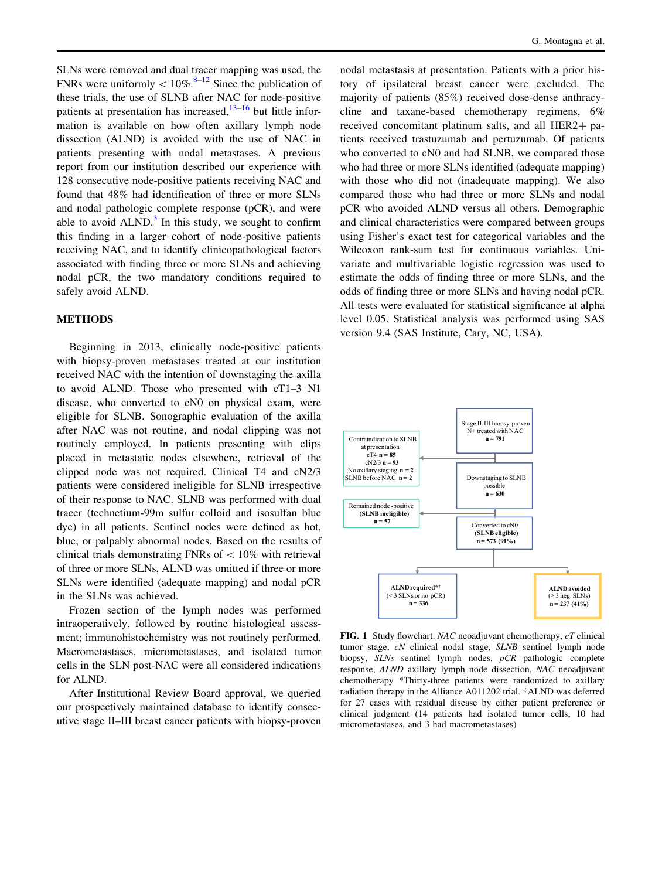SLNs were removed and dual tracer mapping was used, the FNRs were uniformly < 10%.[8–12] Since the publication of these trials, the use of SLNB after NAC for node-positive patients at presentation has increased,[13–16] but little information is available on how often axillary lymph node dissection (ALND) is avoided with the use of NAC in patients presenting with nodal metastases. A previous report from our institution described our experience with 128 consecutive node-positive patients receiving NAC and found that 48% had identification of three or more SLNs and nodal pathologic complete response (pCR), and were able to avoid ALND.[3] In this study, we sought to confirm this finding in a larger cohort of node-positive patients receiving NAC, and to identify clinicopathological factors associated with finding three or more SLNs and achieving nodal pCR, the two mandatory conditions required to safely avoid ALND.

## METHODS

Beginning in 2013, clinically node-positive patients with biopsy-proven metastases treated at our institution received NAC with the intention of downstaging the axilla to avoid ALND. Those who presented with cT1–3 N1 disease, who converted to cN0 on physical exam, were eligible for SLNB. Sonographic evaluation of the axilla after NAC was not routine, and nodal clipping was not routinely employed. In patients presenting with clips placed in metastatic nodes elsewhere, retrieval of the clipped node was not required. Clinical T4 and cN2/3 patients were considered ineligible for SLNB irrespective of their response to NAC. SLNB was performed with dual tracer (technetium-99m sulfur colloid and isosulfan blue dye) in all patients. Sentinel nodes were defined as hot, blue, or palpably abnormal nodes. Based on the results of clinical trials demonstrating FNRs of < 10% with retrieval of three or more SLNs, ALND was omitted if three or more SLNs were identified (adequate mapping) and nodal pCR in the SLNs was achieved.

Frozen section of the lymph nodes was performed intraoperatively, followed by routine histological assessment; immunohistochemistry was not routinely performed. Macrometastases, micrometastases, and isolated tumor cells in the SLN post-NAC were all considered indications for ALND.

After Institutional Review Board approval, we queried our prospectively maintained database to identify consecutive stage II–III breast cancer patients with biopsy-proven nodal metastasis at presentation. Patients with a prior history of ipsilateral breast cancer were excluded. The majority of patients (85%) received dose-dense anthracycline and taxane-based chemotherapy regimens, 6% received concomitant platinum salts, and all HER2+ patients received trastuzumab and pertuzumab. Of patients who converted to cN0 and had SLNB, we compared those who had three or more SLNs identified (adequate mapping) with those who did not (inadequate mapping). We also compared those who had three or more SLNs and nodal pCR who avoided ALND versus all others. Demographic and clinical characteristics were compared between groups using Fisher's exact test for categorical variables and the Wilcoxon rank-sum test for continuous variables. Univariate and multivariable logistic regression was used to estimate the odds of finding three or more SLNs, and the odds of finding three or more SLNs and having nodal pCR. All tests were evaluated for statistical significance at alpha level 0.05. Statistical analysis was performed using SAS version 9.4 (SAS Institute, Cary, NC, USA).

Stage II-III biopsy-proven N+ treated with NAC **n = 791**

Contraindication to SLNB at presentation: cT4 **n = 85**; cN2/3 **n = 93**; No axillary staging **n = 2**; SLNB before NAC **n = 2**

Downstaging to SLNB possible **n = 630**

Remained node-positive **(SLNB ineligible)** **n = 57**

Converted to cN0 **(SLNB eligible)** **n = 573 (91%)**

**ALND required**\*† (< 3 SLNs or no pCR) **n = 336**

**ALND avoided** (≥ 3 neg. SLNs) **n = 237 (41%)**

**FIG. 1** Study flowchart. *NAC* neoadjuvant chemotherapy, *cT* clinical tumor stage, *cN* clinical nodal stage, *SLNB* sentinel lymph node biopsy, *SLNs* sentinel lymph nodes, *pCR* pathologic complete response, *ALND* axillary lymph node dissection, *NAC* neoadjuvant chemotherapy \*Thirty-three patients were randomized to axillary radiation therapy in the Alliance A011202 trial. †ALND was deferred for 27 cases with residual disease by either patient preference or clinical judgment (14 patients had isolated tumor cells, 10 had micrometastases, and 3 had macrometastases)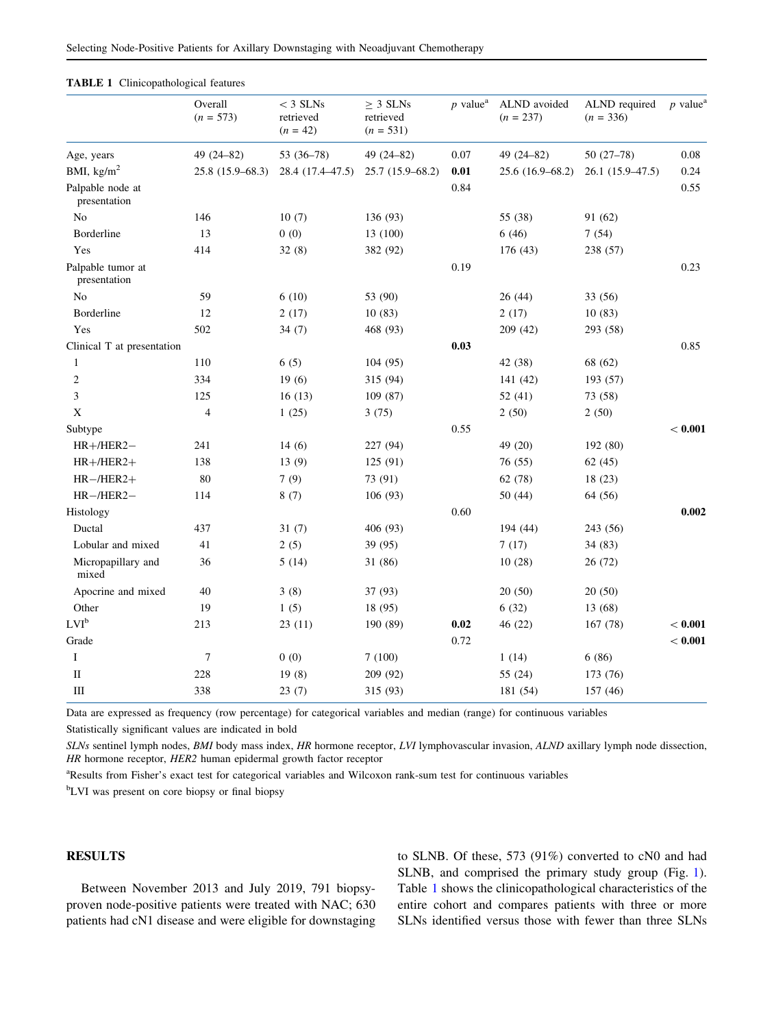**TABLE 1** Clinicopathological features

| | Overall (*n* = 573) | < 3 SLNs retrieved (*n* = 42) | ≥ 3 SLNs retrieved (*n* = 531) | *p* value[a] | ALND avoided (*n* = 237) | ALND required (*n* = 336) | *p* value[a] |
|---|---|---|---|---|---|---|---|
| Age, years | 49 (24–82) | 53 (36–78) | 49 (24–82) | 0.07 | 49 (24–82) | 50 (27–78) | 0.08 |
| BMI, kg/m$^2$ | 25.8 (15.9–68.3) | 28.4 (17.4–47.5) | 25.7 (15.9–68.2) | **0.01** | 25.6 (16.9–68.2) | 26.1 (15.9–47.5) | 0.24 |
| Palpable node at presentation | | | | 0.84 | | | 0.55 |
| No | 146 | 10 (7) | 136 (93) | | 55 (38) | 91 (62) | |
| Borderline | 13 | 0 (0) | 13 (100) | | 6 (46) | 7 (54) | |
| Yes | 414 | 32 (8) | 382 (92) | | 176 (43) | 238 (57) | |
| Palpable tumor at presentation | | | | 0.19 | | | 0.23 |
| No | 59 | 6 (10) | 53 (90) | | 26 (44) | 33 (56) | |
| Borderline | 12 | 2 (17) | 10 (83) | | 2 (17) | 10 (83) | |
| Yes | 502 | 34 (7) | 468 (93) | | 209 (42) | 293 (58) | |
| Clinical T at presentation | | | | **0.03** | | | 0.85 |
| 1 | 110 | 6 (5) | 104 (95) | | 42 (38) | 68 (62) | |
| 2 | 334 | 19 (6) | 315 (94) | | 141 (42) | 193 (57) | |
| 3 | 125 | 16 (13) | 109 (87) | | 52 (41) | 73 (58) | |
| X | 4 | 1 (25) | 3 (75) | | 2 (50) | 2 (50) | |
| Subtype | | | | 0.55 | | | **< 0.001** |
| HR+/HER2− | 241 | 14 (6) | 227 (94) | | 49 (20) | 192 (80) | |
| HR+/HER2+ | 138 | 13 (9) | 125 (91) | | 76 (55) | 62 (45) | |
| HR−/HER2+ | 80 | 7 (9) | 73 (91) | | 62 (78) | 18 (23) | |
| HR−/HER2− | 114 | 8 (7) | 106 (93) | | 50 (44) | 64 (56) | |
| Histology | | | | 0.60 | | | **0.002** |
| Ductal | 437 | 31 (7) | 406 (93) | | 194 (44) | 243 (56) | |
| Lobular and mixed | 41 | 2 (5) | 39 (95) | | 7 (17) | 34 (83) | |
| Micropapillary and mixed | 36 | 5 (14) | 31 (86) | | 10 (28) | 26 (72) | |
| Apocrine and mixed | 40 | 3 (8) | 37 (93) | | 20 (50) | 20 (50) | |
| Other | 19 | 1 (5) | 18 (95) | | 6 (32) | 13 (68) | |
| LVI[b] | 213 | 23 (11) | 190 (89) | **0.02** | 46 (22) | 167 (78) | **< 0.001** |
| Grade | | | | 0.72 | | | **< 0.001** |
| I | 7 | 0 (0) | 7 (100) | | 1 (14) | 6 (86) | |
| II | 228 | 19 (8) | 209 (92) | | 55 (24) | 173 (76) | |
| III | 338 | 23 (7) | 315 (93) | | 181 (54) | 157 (46) | |

Data are expressed as frequency (row percentage) for categorical variables and median (range) for continuous variables

Statistically significant values are indicated in bold

*SLNs* sentinel lymph nodes, *BMI* body mass index, *HR* hormone receptor, *LVI* lymphovascular invasion, *ALND* axillary lymph node dissection, *HR* hormone receptor, *HER2* human epidermal growth factor receptor

[a]Results from Fisher's exact test for categorical variables and Wilcoxon rank-sum test for continuous variables

[b]LVI was present on core biopsy or final biopsy

## RESULTS

Between November 2013 and July 2019, 791 biopsy-proven node-positive patients were treated with NAC; 630 patients had cN1 disease and were eligible for downstaging to SLNB. Of these, 573 (91%) converted to cN0 and had SLNB, and comprised the primary study group (Fig. 1). Table 1 shows the clinicopathological characteristics of the entire cohort and compares patients with three or more SLNs identified versus those with fewer than three SLNs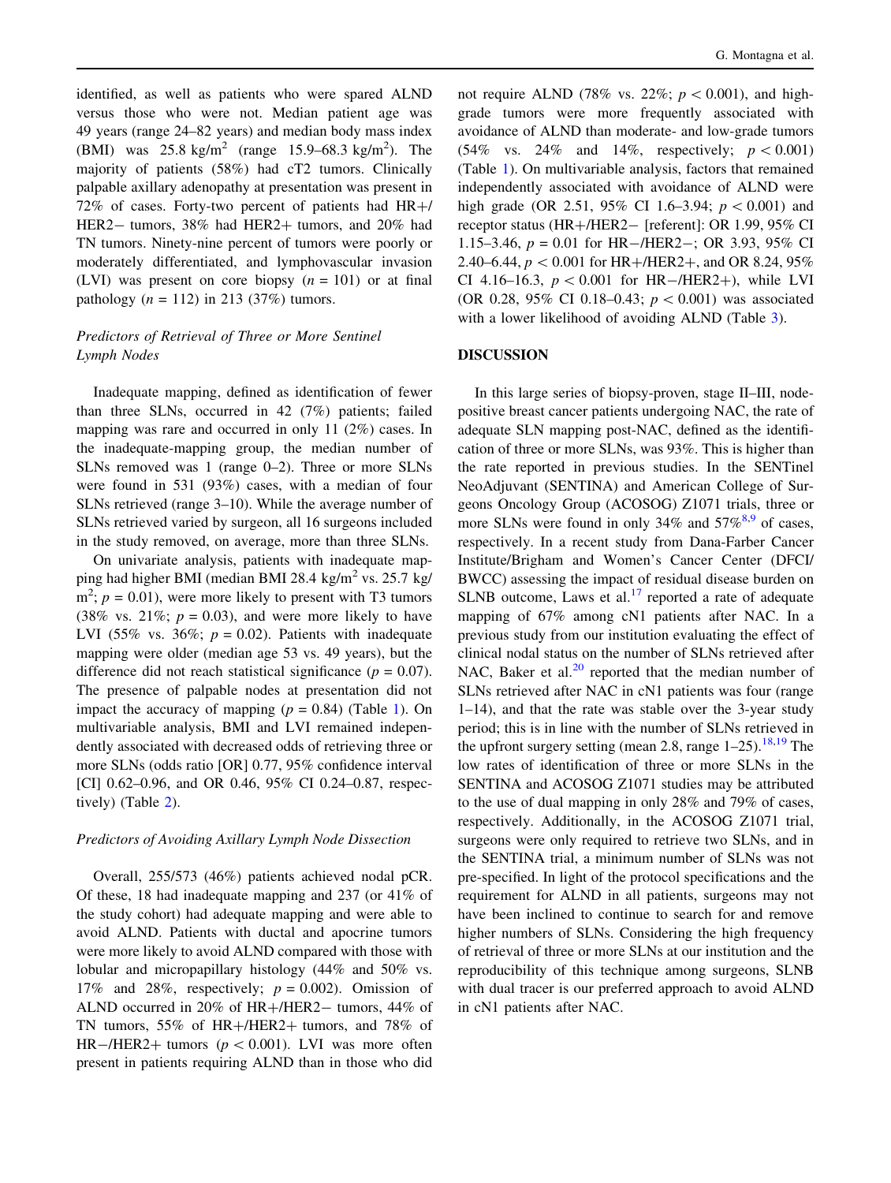identified, as well as patients who were spared ALND versus those who were not. Median patient age was 49 years (range 24–82 years) and median body mass index (BMI) was 25.8 kg/m$^2$ (range 15.9–68.3 kg/m$^2$). The majority of patients (58%) had cT2 tumors. Clinically palpable axillary adenopathy at presentation was present in 72% of cases. Forty-two percent of patients had HR+/HER2− tumors, 38% had HER2+ tumors, and 20% had TN tumors. Ninety-nine percent of tumors were poorly or moderately differentiated, and lymphovascular invasion (LVI) was present on core biopsy ($n$ = 101) or at final pathology ($n$ = 112) in 213 (37%) tumors.

### *Predictors of Retrieval of Three or More Sentinel Lymph Nodes*

Inadequate mapping, defined as identification of fewer than three SLNs, occurred in 42 (7%) patients; failed mapping was rare and occurred in only 11 (2%) cases. In the inadequate-mapping group, the median number of SLNs removed was 1 (range 0–2). Three or more SLNs were found in 531 (93%) cases, with a median of four SLNs retrieved (range 3–10). While the average number of SLNs retrieved varied by surgeon, all 16 surgeons included in the study removed, on average, more than three SLNs.

On univariate analysis, patients with inadequate mapping had higher BMI (median BMI 28.4 kg/m$^2$ vs. 25.7 kg/m$^2$; $p$ = 0.01), were more likely to present with T3 tumors (38% vs. 21%; $p$ = 0.03), and were more likely to have LVI (55% vs. 36%; $p$ = 0.02). Patients with inadequate mapping were older (median age 53 vs. 49 years), but the difference did not reach statistical significance ($p$ = 0.07). The presence of palpable nodes at presentation did not impact the accuracy of mapping ($p$ = 0.84) (Table 1). On multivariable analysis, BMI and LVI remained independently associated with decreased odds of retrieving three or more SLNs (odds ratio [OR] 0.77, 95% confidence interval [CI] 0.62–0.96, and OR 0.46, 95% CI 0.24–0.87, respectively) (Table 2).

### *Predictors of Avoiding Axillary Lymph Node Dissection*

Overall, 255/573 (46%) patients achieved nodal pCR. Of these, 18 had inadequate mapping and 237 (or 41% of the study cohort) had adequate mapping and were able to avoid ALND. Patients with ductal and apocrine tumors were more likely to avoid ALND compared with those with lobular and micropapillary histology (44% and 50% vs. 17% and 28%, respectively; $p$ = 0.002). Omission of ALND occurred in 20% of HR+/HER2− tumors, 44% of TN tumors, 55% of HR+/HER2+ tumors, and 78% of HR−/HER2+ tumors ($p < 0.001$). LVI was more often present in patients requiring ALND than in those who did not require ALND (78% vs. 22%; $p < 0.001$), and high-grade tumors were more frequently associated with avoidance of ALND than moderate- and low-grade tumors (54% vs. 24% and 14%, respectively; $p < 0.001$) (Table 1). On multivariable analysis, factors that remained independently associated with avoidance of ALND were high grade (OR 2.51, 95% CI 1.6–3.94; $p < 0.001$) and receptor status (HR+/HER2− [referent]: OR 1.99, 95% CI 1.15–3.46, $p$ = 0.01 for HR−/HER2−; OR 3.93, 95% CI 2.40–6.44, $p < 0.001$ for HR+/HER2+, and OR 8.24, 95% CI 4.16–16.3, $p < 0.001$ for HR−/HER2+), while LVI (OR 0.28, 95% CI 0.18–0.43; $p < 0.001$) was associated with a lower likelihood of avoiding ALND (Table 3).

## DISCUSSION

In this large series of biopsy-proven, stage II–III, node-positive breast cancer patients undergoing NAC, the rate of adequate SLN mapping post-NAC, defined as the identification of three or more SLNs, was 93%. This is higher than the rate reported in previous studies. In the SENTinel NeoAdjuvant (SENTINA) and American College of Surgeons Oncology Group (ACOSOG) Z1071 trials, three or more SLNs were found in only 34% and 57%[8,9] of cases, respectively. In a recent study from Dana-Farber Cancer Institute/Brigham and Women's Cancer Center (DFCI/BWCC) assessing the impact of residual disease burden on SLNB outcome, Laws et al.[17] reported a rate of adequate mapping of 67% among cN1 patients after NAC. In a previous study from our institution evaluating the effect of clinical nodal status on the number of SLNs retrieved after NAC, Baker et al.[20] reported that the median number of SLNs retrieved after NAC in cN1 patients was four (range 1–14), and that the rate was stable over the 3-year study period; this is in line with the number of SLNs retrieved in the upfront surgery setting (mean 2.8, range 1–25).[18,19] The low rates of identification of three or more SLNs in the SENTINA and ACOSOG Z1071 studies may be attributed to the use of dual mapping in only 28% and 79% of cases, respectively. Additionally, in the ACOSOG Z1071 trial, surgeons were only required to retrieve two SLNs, and in the SENTINA trial, a minimum number of SLNs was not pre-specified. In light of the protocol specifications and the requirement for ALND in all patients, surgeons may not have been inclined to continue to search for and remove higher numbers of SLNs. Considering the high frequency of retrieval of three or more SLNs at our institution and the reproducibility of this technique among surgeons, SLNB with dual tracer is our preferred approach to avoid ALND in cN1 patients after NAC.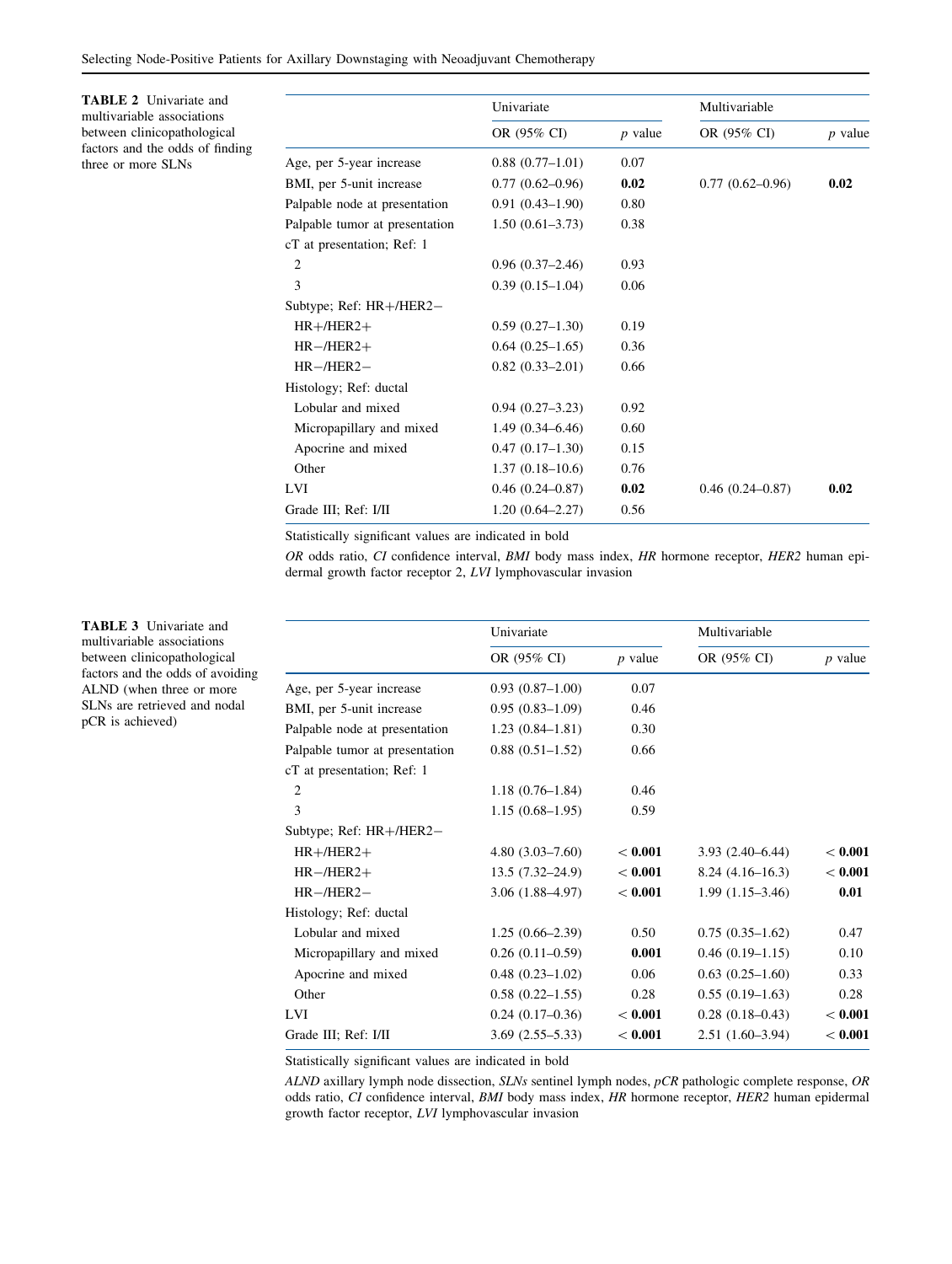**TABLE 2** Univariate and multivariable associations between clinicopathological factors and the odds of finding three or more SLNs

| | Univariate | | Multivariable | |
|---|---|---|---|---|
| | OR (95% CI) | *p* value | OR (95% CI) | *p* value |
| Age, per 5-year increase | 0.88 (0.77–1.01) | 0.07 | | |
| BMI, per 5-unit increase | 0.77 (0.62–0.96) | **0.02** | 0.77 (0.62–0.96) | **0.02** |
| Palpable node at presentation | 0.91 (0.43–1.90) | 0.80 | | |
| Palpable tumor at presentation | 1.50 (0.61–3.73) | 0.38 | | |
| cT at presentation; Ref: 1 | | | | |
| 2 | 0.96 (0.37–2.46) | 0.93 | | |
| 3 | 0.39 (0.15–1.04) | 0.06 | | |
| Subtype; Ref: HR+/HER2− | | | | |
| HR+/HER2+ | 0.59 (0.27–1.30) | 0.19 | | |
| HR−/HER2+ | 0.64 (0.25–1.65) | 0.36 | | |
| HR−/HER2− | 0.82 (0.33–2.01) | 0.66 | | |
| Histology; Ref: ductal | | | | |
| Lobular and mixed | 0.94 (0.27–3.23) | 0.92 | | |
| Micropapillary and mixed | 1.49 (0.34–6.46) | 0.60 | | |
| Apocrine and mixed | 0.47 (0.17–1.30) | 0.15 | | |
| Other | 1.37 (0.18–10.6) | 0.76 | | |
| LVI | 0.46 (0.24–0.87) | **0.02** | 0.46 (0.24–0.87) | **0.02** |
| Grade III; Ref: I/II | 1.20 (0.64–2.27) | 0.56 | | |

Statistically significant values are indicated in bold

*OR* odds ratio, *CI* confidence interval, *BMI* body mass index, *HR* hormone receptor, *HER2* human epidermal growth factor receptor 2, *LVI* lymphovascular invasion

**TABLE 3** Univariate and multivariable associations between clinicopathological factors and the odds of avoiding ALND (when three or more SLNs are retrieved and nodal pCR is achieved)

| | Univariate | | Multivariable | |
|---|---|---|---|---|
| | OR (95% CI) | *p* value | OR (95% CI) | *p* value |
| Age, per 5-year increase | 0.93 (0.87–1.00) | 0.07 | | |
| BMI, per 5-unit increase | 0.95 (0.83–1.09) | 0.46 | | |
| Palpable node at presentation | 1.23 (0.84–1.81) | 0.30 | | |
| Palpable tumor at presentation | 0.88 (0.51–1.52) | 0.66 | | |
| cT at presentation; Ref: 1 | | | | |
| 2 | 1.18 (0.76–1.84) | 0.46 | | |
| 3 | 1.15 (0.68–1.95) | 0.59 | | |
| Subtype; Ref: HR+/HER2− | | | | |
| HR+/HER2+ | 4.80 (3.03–7.60) | **< 0.001** | 3.93 (2.40–6.44) | **< 0.001** |
| HR−/HER2+ | 13.5 (7.32–24.9) | **< 0.001** | 8.24 (4.16–16.3) | **< 0.001** |
| HR−/HER2− | 3.06 (1.88–4.97) | **< 0.001** | 1.99 (1.15–3.46) | **0.01** |
| Histology; Ref: ductal | | | | |
| Lobular and mixed | 1.25 (0.66–2.39) | 0.50 | 0.75 (0.35–1.62) | 0.47 |
| Micropapillary and mixed | 0.26 (0.11–0.59) | **0.001** | 0.46 (0.19–1.15) | 0.10 |
| Apocrine and mixed | 0.48 (0.23–1.02) | 0.06 | 0.63 (0.25–1.60) | 0.33 |
| Other | 0.58 (0.22–1.55) | 0.28 | 0.55 (0.19–1.63) | 0.28 |
| LVI | 0.24 (0.17–0.36) | **< 0.001** | 0.28 (0.18–0.43) | **< 0.001** |
| Grade III; Ref: I/II | 3.69 (2.55–5.33) | **< 0.001** | 2.51 (1.60–3.94) | **< 0.001** |

Statistically significant values are indicated in bold

*ALND* axillary lymph node dissection, *SLNs* sentinel lymph nodes, *pCR* pathologic complete response, *OR* odds ratio, *CI* confidence interval, *BMI* body mass index, *HR* hormone receptor, *HER2* human epidermal growth factor receptor, *LVI* lymphovascular invasion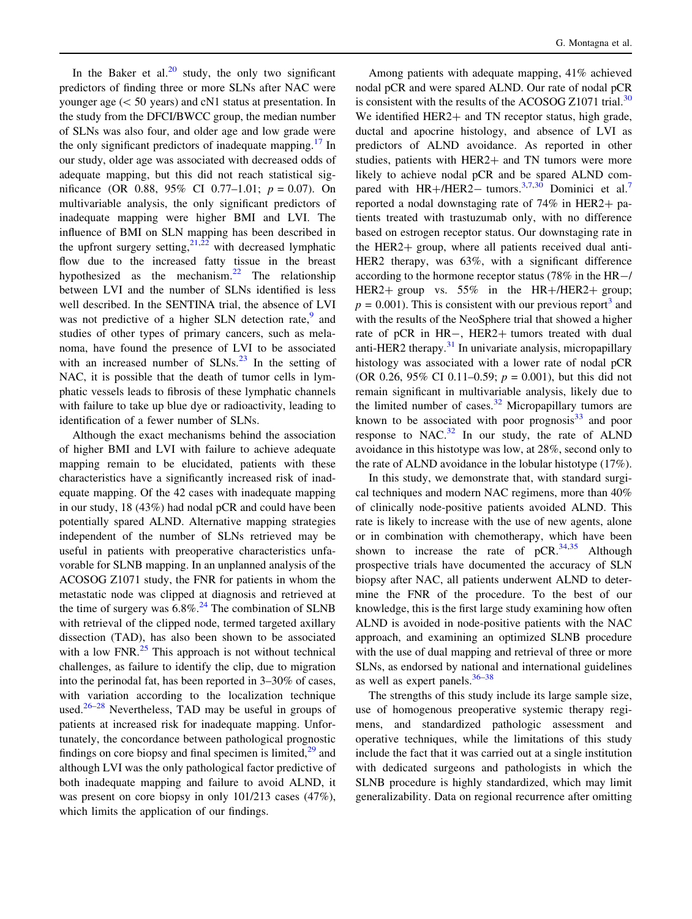In the Baker et al.[20] study, the only two significant predictors of finding three or more SLNs after NAC were younger age (< 50 years) and cN1 status at presentation. In the study from the DFCI/BWCC group, the median number of SLNs was also four, and older age and low grade were the only significant predictors of inadequate mapping.[17] In our study, older age was associated with decreased odds of adequate mapping, but this did not reach statistical significance (OR 0.88, 95% CI 0.77–1.01; $p = 0.07$). On multivariable analysis, the only significant predictors of inadequate mapping were higher BMI and LVI. The influence of BMI on SLN mapping has been described in the upfront surgery setting,[21,22] with decreased lymphatic flow due to the increased fatty tissue in the breast hypothesized as the mechanism.[22] The relationship between LVI and the number of SLNs identified is less well described. In the SENTINA trial, the absence of LVI was not predictive of a higher SLN detection rate,[9] and studies of other types of primary cancers, such as melanoma, have found the presence of LVI to be associated with an increased number of SLNs.[23] In the setting of NAC, it is possible that the death of tumor cells in lymphatic vessels leads to fibrosis of these lymphatic channels with failure to take up blue dye or radioactivity, leading to identification of a fewer number of SLNs.

Although the exact mechanisms behind the association of higher BMI and LVI with failure to achieve adequate mapping remain to be elucidated, patients with these characteristics have a significantly increased risk of inadequate mapping. Of the 42 cases with inadequate mapping in our study, 18 (43%) had nodal pCR and could have been potentially spared ALND. Alternative mapping strategies independent of the number of SLNs retrieved may be useful in patients with preoperative characteristics unfavorable for SLNB mapping. In an unplanned analysis of the ACOSOG Z1071 study, the FNR for patients in whom the metastatic node was clipped at diagnosis and retrieved at the time of surgery was 6.8%.[24] The combination of SLNB with retrieval of the clipped node, termed targeted axillary dissection (TAD), has also been shown to be associated with a low FNR.[25] This approach is not without technical challenges, as failure to identify the clip, due to migration into the perinodal fat, has been reported in 3–30% of cases, with variation according to the localization technique used.[26–28] Nevertheless, TAD may be useful in groups of patients at increased risk for inadequate mapping. Unfortunately, the concordance between pathological prognostic findings on core biopsy and final specimen is limited,[29] and although LVI was the only pathological factor predictive of both inadequate mapping and failure to avoid ALND, it was present on core biopsy in only 101/213 cases (47%), which limits the application of our findings.

Among patients with adequate mapping, 41% achieved nodal pCR and were spared ALND. Our rate of nodal pCR is consistent with the results of the ACOSOG Z1071 trial.[30] We identified HER2+ and TN receptor status, high grade, ductal and apocrine histology, and absence of LVI as predictors of ALND avoidance. As reported in other studies, patients with HER2+ and TN tumors were more likely to achieve nodal pCR and be spared ALND compared with HR+/HER2− tumors.[3,7,30] Dominici et al.[7] reported a nodal downstaging rate of 74% in HER2+ patients treated with trastuzumab only, with no difference based on estrogen receptor status. Our downstaging rate in the HER2+ group, where all patients received dual anti-HER2 therapy, was 63%, with a significant difference according to the hormone receptor status (78% in the HR−/HER2+ group vs. 55% in the HR+/HER2+ group; $p = 0.001$). This is consistent with our previous report[3] and with the results of the NeoSphere trial that showed a higher rate of pCR in HR−, HER2+ tumors treated with dual anti-HER2 therapy.[31] In univariate analysis, micropapillary histology was associated with a lower rate of nodal pCR (OR 0.26, 95% CI 0.11–0.59; $p = 0.001$), but this did not remain significant in multivariable analysis, likely due to the limited number of cases.[32] Micropapillary tumors are known to be associated with poor prognosis[33] and poor response to NAC.[32] In our study, the rate of ALND avoidance in this histotype was low, at 28%, second only to the rate of ALND avoidance in the lobular histotype (17%).

In this study, we demonstrate that, with standard surgical techniques and modern NAC regimens, more than 40% of clinically node-positive patients avoided ALND. This rate is likely to increase with the use of new agents, alone or in combination with chemotherapy, which have been shown to increase the rate of pCR.[34,35] Although prospective trials have documented the accuracy of SLN biopsy after NAC, all patients underwent ALND to determine the FNR of the procedure. To the best of our knowledge, this is the first large study examining how often ALND is avoided in node-positive patients with the NAC approach, and examining an optimized SLNB procedure with the use of dual mapping and retrieval of three or more SLNs, as endorsed by national and international guidelines as well as expert panels.[36–38]

The strengths of this study include its large sample size, use of homogenous preoperative systemic therapy regimens, and standardized pathologic assessment and operative techniques, while the limitations of this study include the fact that it was carried out at a single institution with dedicated surgeons and pathologists in which the SLNB procedure is highly standardized, which may limit generalizability. Data on regional recurrence after omitting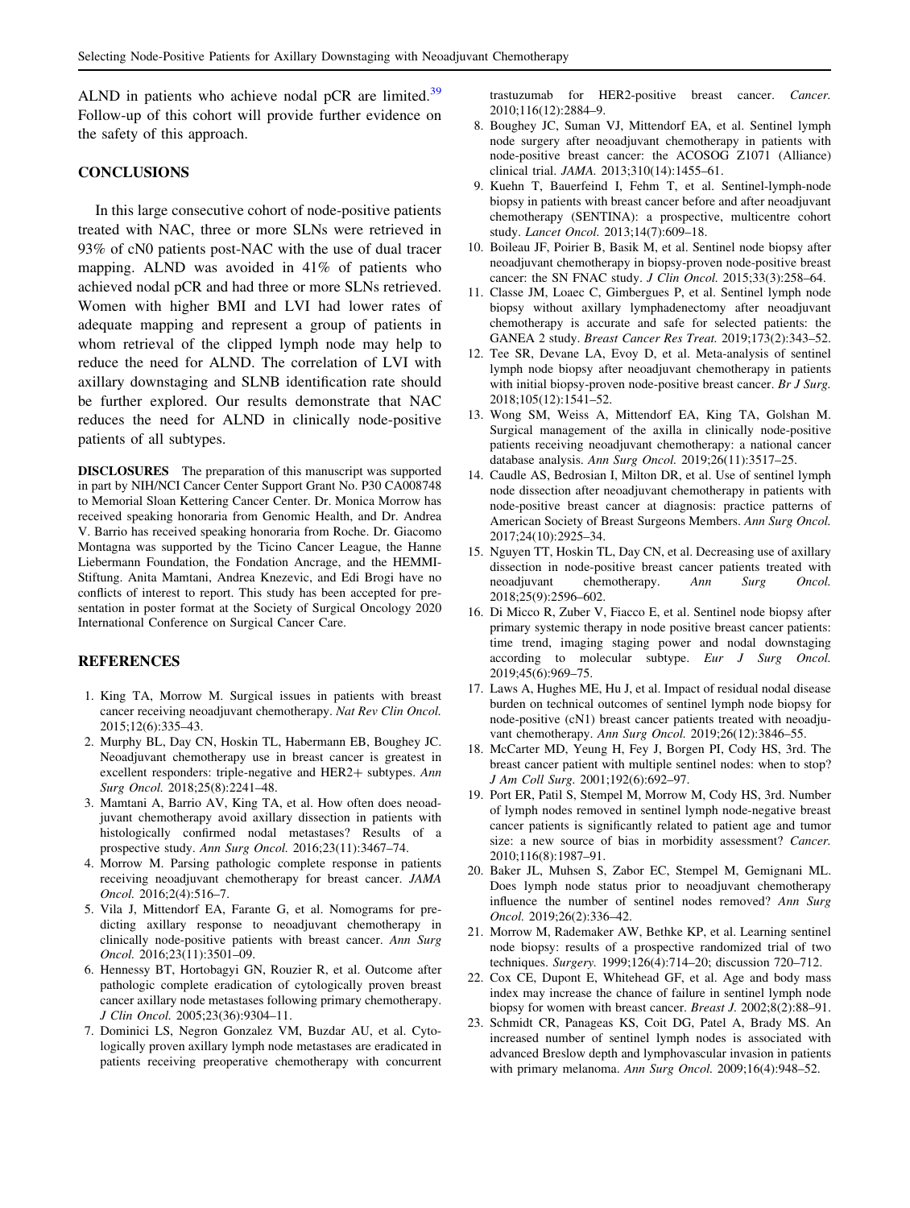ALND in patients who achieve nodal pCR are limited.[39] Follow-up of this cohort will provide further evidence on the safety of this approach.

## CONCLUSIONS

In this large consecutive cohort of node-positive patients treated with NAC, three or more SLNs were retrieved in 93% of cN0 patients post-NAC with the use of dual tracer mapping. ALND was avoided in 41% of patients who achieved nodal pCR and had three or more SLNs retrieved. Women with higher BMI and LVI had lower rates of adequate mapping and represent a group of patients in whom retrieval of the clipped lymph node may help to reduce the need for ALND. The correlation of LVI with axillary downstaging and SLNB identification rate should be further explored. Our results demonstrate that NAC reduces the need for ALND in clinically node-positive patients of all subtypes.

**DISCLOSURES** The preparation of this manuscript was supported in part by NIH/NCI Cancer Center Support Grant No. P30 CA008748 to Memorial Sloan Kettering Cancer Center. Dr. Monica Morrow has received speaking honoraria from Genomic Health, and Dr. Andrea V. Barrio has received speaking honoraria from Roche. Dr. Giacomo Montagna was supported by the Ticino Cancer League, the Hanne Liebermann Foundation, the Fondation Ancrage, and the HEMMI-Stiftung. Anita Mamtani, Andrea Knezevic, and Edi Brogi have no conflicts of interest to report. This study has been accepted for presentation in poster format at the Society of Surgical Oncology 2020 International Conference on Surgical Cancer Care.

## REFERENCES

1. King TA, Morrow M. Surgical issues in patients with breast cancer receiving neoadjuvant chemotherapy. *Nat Rev Clin Oncol.* 2015;12(6):335–43.
2. Murphy BL, Day CN, Hoskin TL, Habermann EB, Boughey JC. Neoadjuvant chemotherapy use in breast cancer is greatest in excellent responders: triple-negative and HER2+ subtypes. *Ann Surg Oncol.* 2018;25(8):2241–48.
3. Mamtani A, Barrio AV, King TA, et al. How often does neoadjuvant chemotherapy avoid axillary dissection in patients with histologically confirmed nodal metastases? Results of a prospective study. *Ann Surg Oncol.* 2016;23(11):3467–74.
4. Morrow M. Parsing pathologic complete response in patients receiving neoadjuvant chemotherapy for breast cancer. *JAMA Oncol.* 2016;2(4):516–7.
5. Vila J, Mittendorf EA, Farante G, et al. Nomograms for predicting axillary response to neoadjuvant chemotherapy in clinically node-positive patients with breast cancer. *Ann Surg Oncol.* 2016;23(11):3501–09.
6. Hennessy BT, Hortobagyi GN, Rouzier R, et al. Outcome after pathologic complete eradication of cytologically proven breast cancer axillary node metastases following primary chemotherapy. *J Clin Oncol.* 2005;23(36):9304–11.
7. Dominici LS, Negron Gonzalez VM, Buzdar AU, et al. Cytologically proven axillary lymph node metastases are eradicated in patients receiving preoperative chemotherapy with concurrent trastuzumab for HER2-positive breast cancer. *Cancer.* 2010;116(12):2884–9.
8. Boughey JC, Suman VJ, Mittendorf EA, et al. Sentinel lymph node surgery after neoadjuvant chemotherapy in patients with node-positive breast cancer: the ACOSOG Z1071 (Alliance) clinical trial. *JAMA.* 2013;310(14):1455–61.
9. Kuehn T, Bauerfeind I, Fehm T, et al. Sentinel-lymph-node biopsy in patients with breast cancer before and after neoadjuvant chemotherapy (SENTINA): a prospective, multicentre cohort study. *Lancet Oncol.* 2013;14(7):609–18.
10. Boileau JF, Poirier B, Basik M, et al. Sentinel node biopsy after neoadjuvant chemotherapy in biopsy-proven node-positive breast cancer: the SN FNAC study. *J Clin Oncol.* 2015;33(3):258–64.
11. Classe JM, Loaec C, Gimbergues P, et al. Sentinel lymph node biopsy without axillary lymphadenectomy after neoadjuvant chemotherapy is accurate and safe for selected patients: the GANEA 2 study. *Breast Cancer Res Treat.* 2019;173(2):343–52.
12. Tee SR, Devane LA, Evoy D, et al. Meta-analysis of sentinel lymph node biopsy after neoadjuvant chemotherapy in patients with initial biopsy-proven node-positive breast cancer. *Br J Surg.* 2018;105(12):1541–52.
13. Wong SM, Weiss A, Mittendorf EA, King TA, Golshan M. Surgical management of the axilla in clinically node-positive patients receiving neoadjuvant chemotherapy: a national cancer database analysis. *Ann Surg Oncol.* 2019;26(11):3517–25.
14. Caudle AS, Bedrosian I, Milton DR, et al. Use of sentinel lymph node dissection after neoadjuvant chemotherapy in patients with node-positive breast cancer at diagnosis: practice patterns of American Society of Breast Surgeons Members. *Ann Surg Oncol.* 2017;24(10):2925–34.
15. Nguyen TT, Hoskin TL, Day CN, et al. Decreasing use of axillary dissection in node-positive breast cancer patients treated with neoadjuvant chemotherapy. *Ann Surg Oncol.* 2018;25(9):2596–602.
16. Di Micco R, Zuber V, Fiacco E, et al. Sentinel node biopsy after primary systemic therapy in node positive breast cancer patients: time trend, imaging staging power and nodal downstaging according to molecular subtype. *Eur J Surg Oncol.* 2019;45(6):969–75.
17. Laws A, Hughes ME, Hu J, et al. Impact of residual nodal disease burden on technical outcomes of sentinel lymph node biopsy for node-positive (cN1) breast cancer patients treated with neoadjuvant chemotherapy. *Ann Surg Oncol.* 2019;26(12):3846–55.
18. McCarter MD, Yeung H, Fey J, Borgen PI, Cody HS, 3rd. The breast cancer patient with multiple sentinel nodes: when to stop? *J Am Coll Surg.* 2001;192(6):692–97.
19. Port ER, Patil S, Stempel M, Morrow M, Cody HS, 3rd. Number of lymph nodes removed in sentinel lymph node-negative breast cancer patients is significantly related to patient age and tumor size: a new source of bias in morbidity assessment? *Cancer.* 2010;116(8):1987–91.
20. Baker JL, Muhsen S, Zabor EC, Stempel M, Gemignani ML. Does lymph node status prior to neoadjuvant chemotherapy influence the number of sentinel nodes removed? *Ann Surg Oncol.* 2019;26(2):336–42.
21. Morrow M, Rademaker AW, Bethke KP, et al. Learning sentinel node biopsy: results of a prospective randomized trial of two techniques. *Surgery.* 1999;126(4):714–20; discussion 720–712.
22. Cox CE, Dupont E, Whitehead GF, et al. Age and body mass index may increase the chance of failure in sentinel lymph node biopsy for women with breast cancer. *Breast J.* 2002;8(2):88–91.
23. Schmidt CR, Panageas KS, Coit DG, Patel A, Brady MS. An increased number of sentinel lymph nodes is associated with advanced Breslow depth and lymphovascular invasion in patients with primary melanoma. *Ann Surg Oncol.* 2009;16(4):948–52.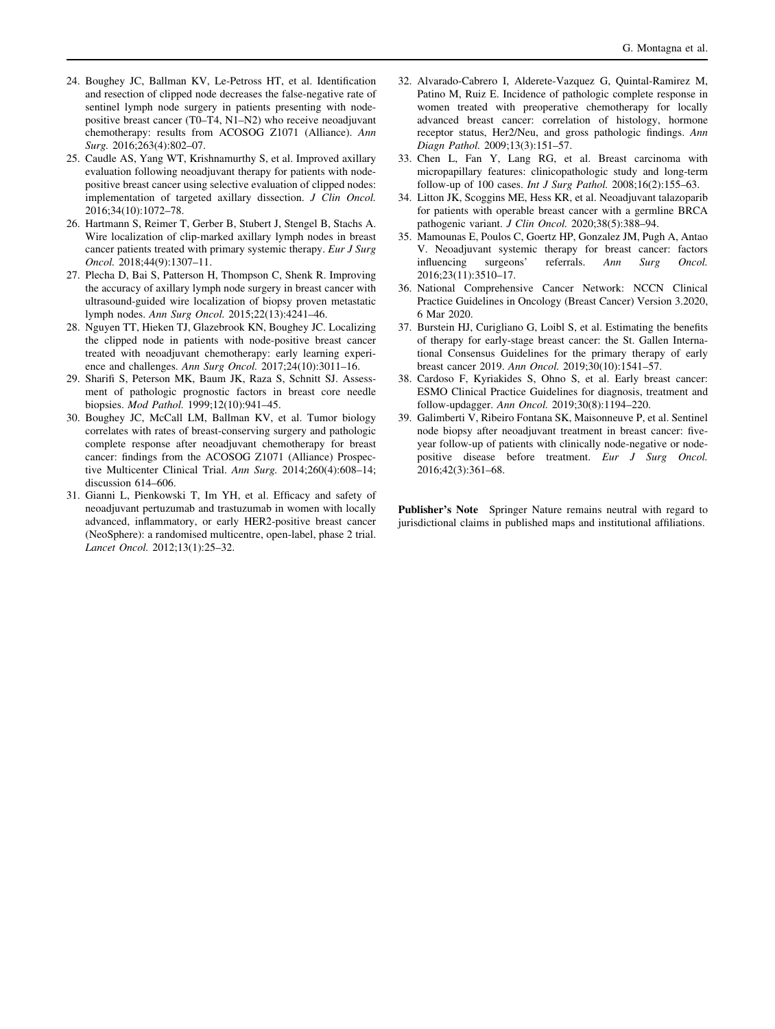24. Boughey JC, Ballman KV, Le-Petross HT, et al. Identification and resection of clipped node decreases the false-negative rate of sentinel lymph node surgery in patients presenting with node-positive breast cancer (T0–T4, N1–N2) who receive neoadjuvant chemotherapy: results from ACOSOG Z1071 (Alliance). *Ann Surg.* 2016;263(4):802–07.
25. Caudle AS, Yang WT, Krishnamurthy S, et al. Improved axillary evaluation following neoadjuvant therapy for patients with node-positive breast cancer using selective evaluation of clipped nodes: implementation of targeted axillary dissection. *J Clin Oncol.* 2016;34(10):1072–78.
26. Hartmann S, Reimer T, Gerber B, Stubert J, Stengel B, Stachs A. Wire localization of clip-marked axillary lymph nodes in breast cancer patients treated with primary systemic therapy. *Eur J Surg Oncol.* 2018;44(9):1307–11.
27. Plecha D, Bai S, Patterson H, Thompson C, Shenk R. Improving the accuracy of axillary lymph node surgery in breast cancer with ultrasound-guided wire localization of biopsy proven metastatic lymph nodes. *Ann Surg Oncol.* 2015;22(13):4241–46.
28. Nguyen TT, Hieken TJ, Glazebrook KN, Boughey JC. Localizing the clipped node in patients with node-positive breast cancer treated with neoadjuvant chemotherapy: early learning experience and challenges. *Ann Surg Oncol.* 2017;24(10):3011–16.
29. Sharifi S, Peterson MK, Baum JK, Raza S, Schnitt SJ. Assessment of pathologic prognostic factors in breast core needle biopsies. *Mod Pathol.* 1999;12(10):941–45.
30. Boughey JC, McCall LM, Ballman KV, et al. Tumor biology correlates with rates of breast-conserving surgery and pathologic complete response after neoadjuvant chemotherapy for breast cancer: findings from the ACOSOG Z1071 (Alliance) Prospective Multicenter Clinical Trial. *Ann Surg.* 2014;260(4):608–14; discussion 614–606.
31. Gianni L, Pienkowski T, Im YH, et al. Efficacy and safety of neoadjuvant pertuzumab and trastuzumab in women with locally advanced, inflammatory, or early HER2-positive breast cancer (NeoSphere): a randomised multicentre, open-label, phase 2 trial. *Lancet Oncol.* 2012;13(1):25–32.
32. Alvarado-Cabrero I, Alderete-Vazquez G, Quintal-Ramirez M, Patino M, Ruiz E. Incidence of pathologic complete response in women treated with preoperative chemotherapy for locally advanced breast cancer: correlation of histology, hormone receptor status, Her2/Neu, and gross pathologic findings. *Ann Diagn Pathol.* 2009;13(3):151–57.
33. Chen L, Fan Y, Lang RG, et al. Breast carcinoma with micropapillary features: clinicopathologic study and long-term follow-up of 100 cases. *Int J Surg Pathol.* 2008;16(2):155–63.
34. Litton JK, Scoggins ME, Hess KR, et al. Neoadjuvant talazoparib for patients with operable breast cancer with a germline BRCA pathogenic variant. *J Clin Oncol.* 2020;38(5):388–94.
35. Mamounas E, Poulos C, Goertz HP, Gonzalez JM, Pugh A, Antao V. Neoadjuvant systemic therapy for breast cancer: factors influencing surgeons' referrals. *Ann Surg Oncol.* 2016;23(11):3510–17.
36. National Comprehensive Cancer Network: NCCN Clinical Practice Guidelines in Oncology (Breast Cancer) Version 3.2020, 6 Mar 2020.
37. Burstein HJ, Curigliano G, Loibl S, et al. Estimating the benefits of therapy for early-stage breast cancer: the St. Gallen International Consensus Guidelines for the primary therapy of early breast cancer 2019. *Ann Oncol.* 2019;30(10):1541–57.
38. Cardoso F, Kyriakides S, Ohno S, et al. Early breast cancer: ESMO Clinical Practice Guidelines for diagnosis, treatment and follow-updagger. *Ann Oncol.* 2019;30(8):1194–220.
39. Galimberti V, Ribeiro Fontana SK, Maisonneuve P, et al. Sentinel node biopsy after neoadjuvant treatment in breast cancer: five-year follow-up of patients with clinically node-negative or node-positive disease before treatment. *Eur J Surg Oncol.* 2016;42(3):361–68.

**Publisher's Note** Springer Nature remains neutral with regard to jurisdictional claims in published maps and institutional affiliations.